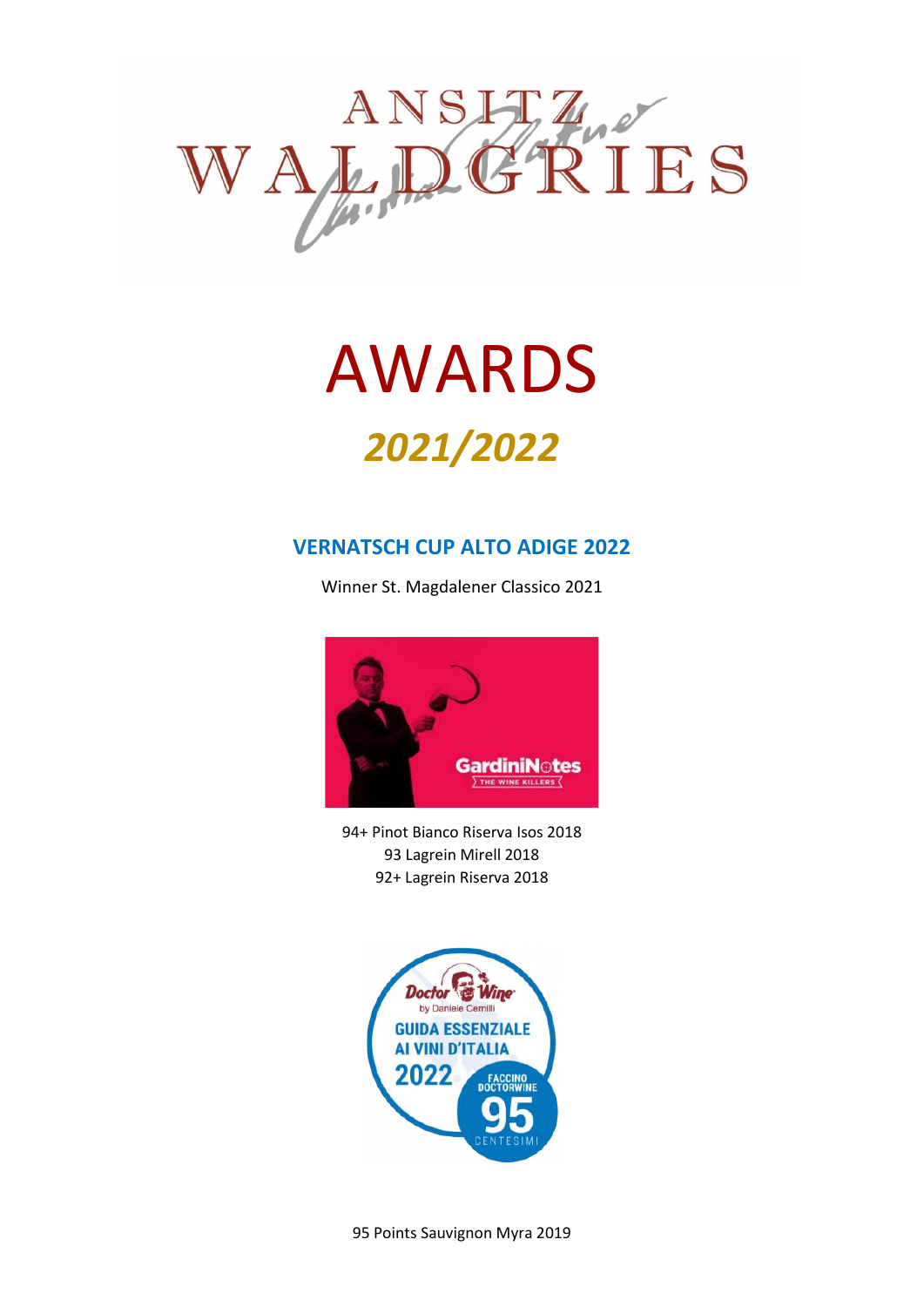# AWARDS

## *2021/2022*

### VERNATSCH CUP ALTO ADIGE 2022

Winner St. Magdalener Classico 2021

94+ Pinot Bianco Riserva Isos 2018
93 Lagrein Mirell 2018
92+ Lagrein Riserva 2018

95 Points Sauvignon Myra 2019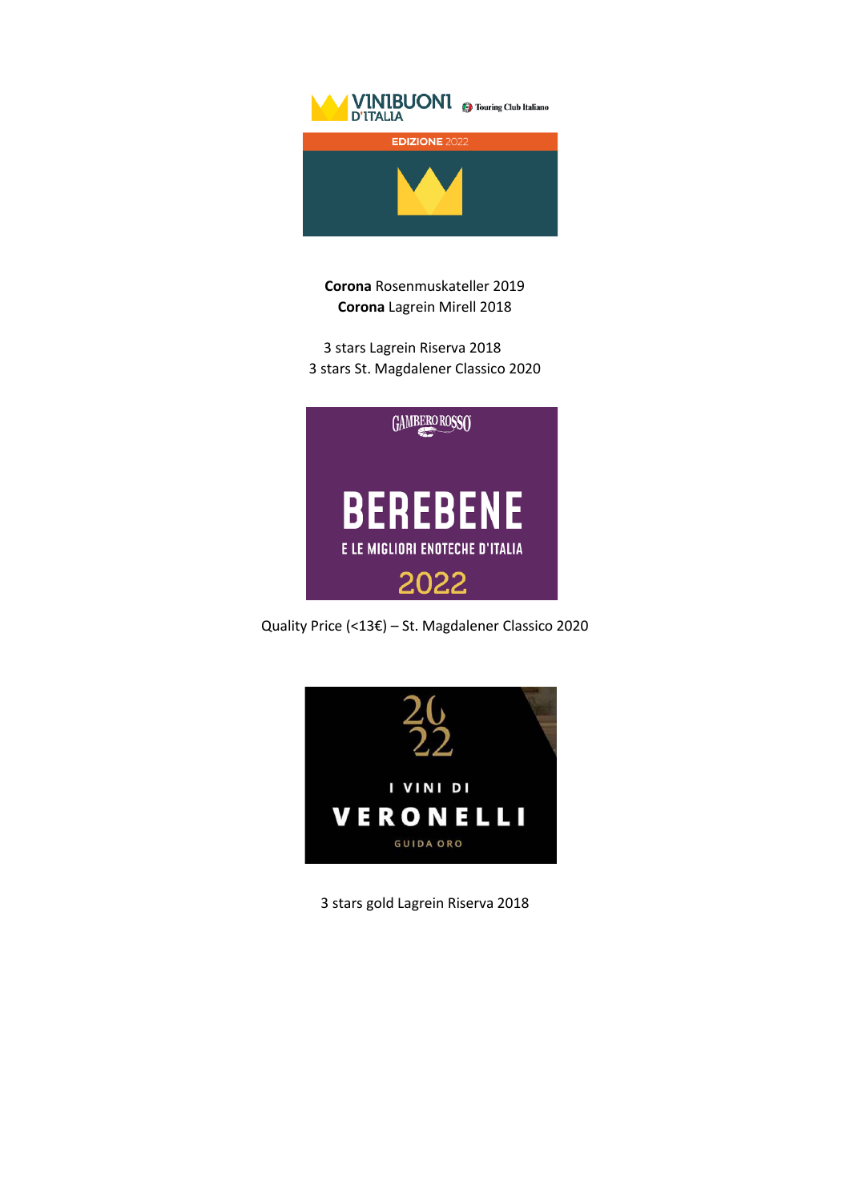VINIBUONI D'ITALIA

Touring Club Italiano

EDIZIONE 2022

**Corona** Rosenmuskateller 2019
**Corona** Lagrein Mirell 2018

3 stars Lagrein Riserva 2018
3 stars St. Magdalener Classico 2020

GAMBERO ROSSO

BEREBENE

E LE MIGLIORI ENOTECHE D'ITALIA

2022

Quality Price (<13€) – St. Magdalener Classico 2020

2022

I VINI DI VERONELLI

GUIDA ORO

3 stars gold Lagrein Riserva 2018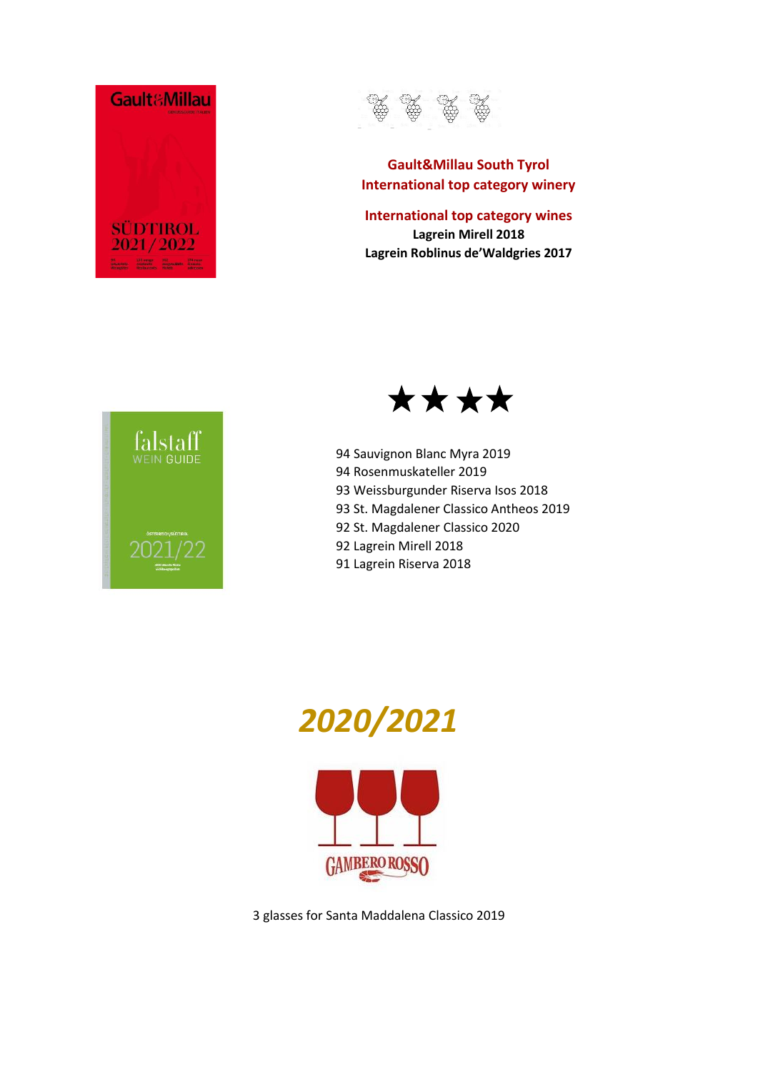**Gault&Millau South Tyrol**
**International top category winery**

**International top category wines**
**Lagrein Mirell 2018**
**Lagrein Roblinus de'Waldgries 2017**

★★★★

94 Sauvignon Blanc Myra 2019
94 Rosenmuskateller 2019
93 Weissburgunder Riserva Isos 2018
93 St. Magdalener Classico Antheos 2019
92 St. Magdalener Classico 2020
92 Lagrein Mirell 2018
91 Lagrein Riserva 2018

***2020/2021***

3 glasses for Santa Maddalena Classico 2019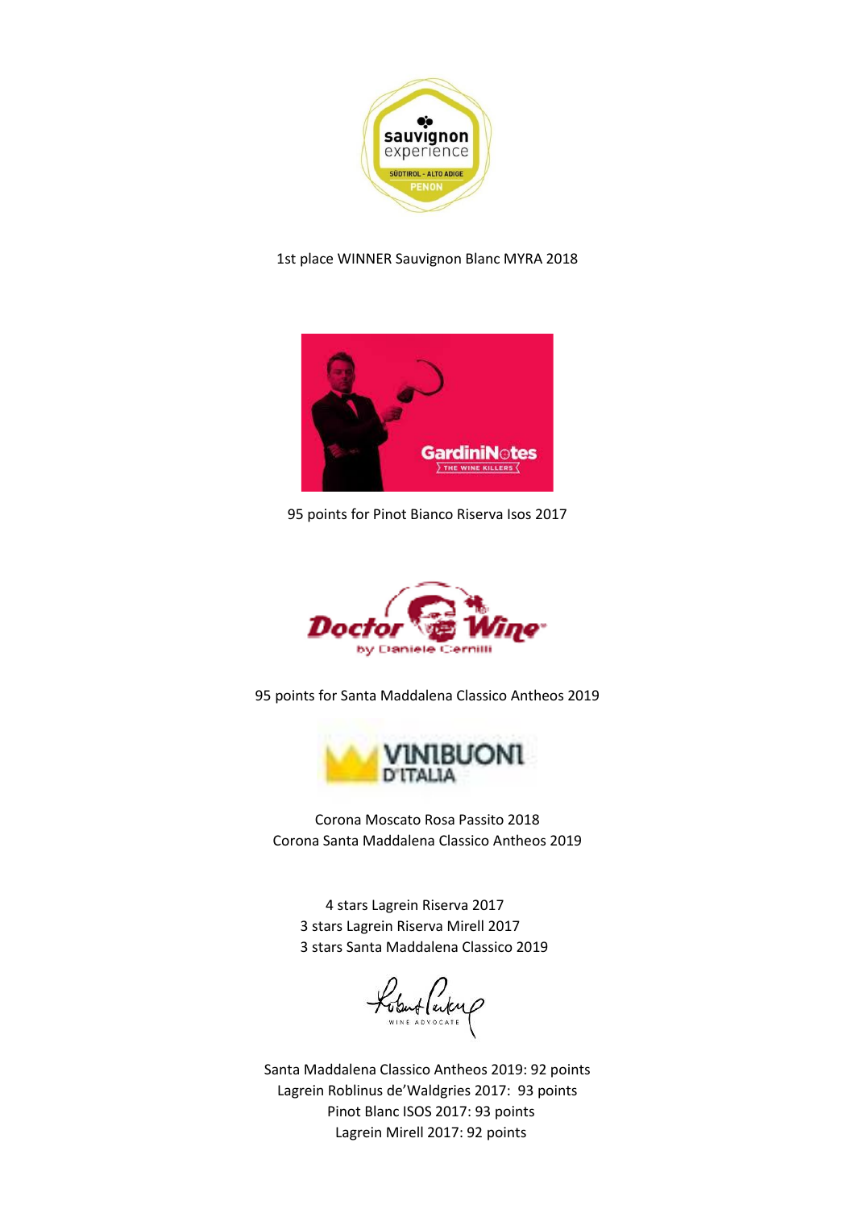1st place WINNER Sauvignon Blanc MYRA 2018

95 points for Pinot Bianco Riserva Isos 2017

95 points for Santa Maddalena Classico Antheos 2019

Corona Moscato Rosa Passito 2018
Corona Santa Maddalena Classico Antheos 2019

4 stars Lagrein Riserva 2017
3 stars Lagrein Riserva Mirell 2017
3 stars Santa Maddalena Classico 2019

Santa Maddalena Classico Antheos 2019: 92 points
Lagrein Roblinus de'Waldgries 2017: 93 points
Pinot Blanc ISOS 2017: 93 points
Lagrein Mirell 2017: 92 points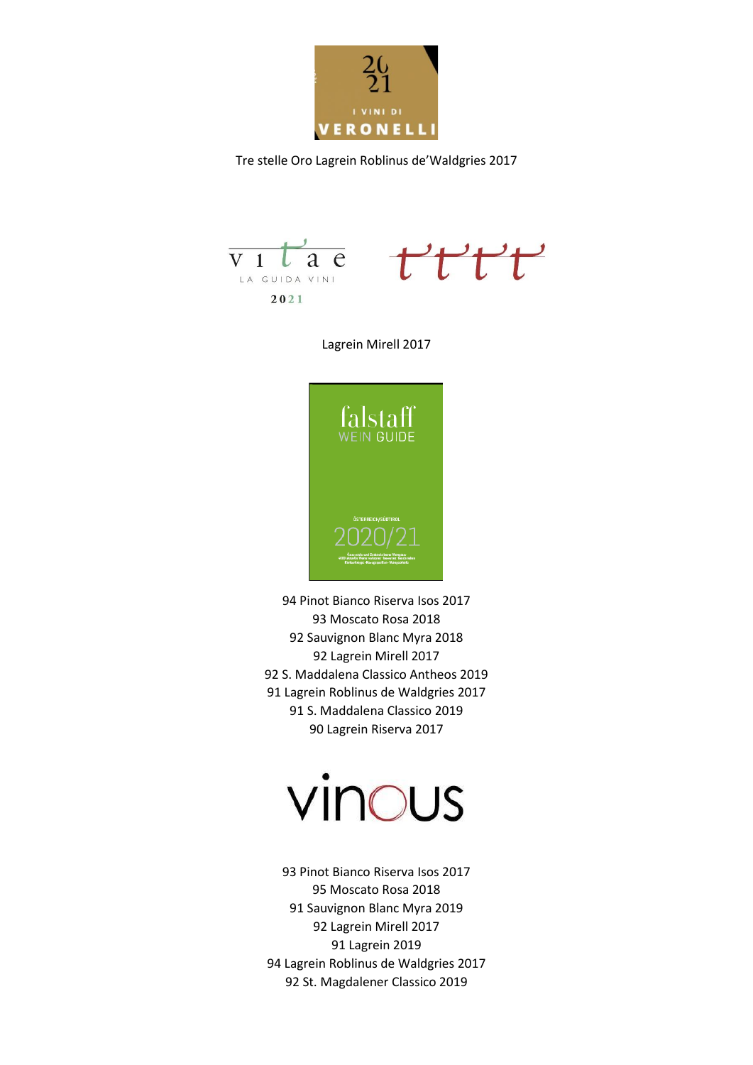2021
I VINI DI
VERONELLI

Tre stelle Oro Lagrein Roblinus de'Waldgries 2017

vitae
LA GUIDA VINI
2021

Lagrein Mirell 2017

falstaff
WEIN GUIDE
ÖSTERREICH/SÜDTIROL
2020/21

94 Pinot Bianco Riserva Isos 2017
93 Moscato Rosa 2018
92 Sauvignon Blanc Myra 2018
92 Lagrein Mirell 2017
92 S. Maddalena Classico Antheos 2019
91 Lagrein Roblinus de Waldgries 2017
91 S. Maddalena Classico 2019
90 Lagrein Riserva 2017

vinous

93 Pinot Bianco Riserva Isos 2017
95 Moscato Rosa 2018
91 Sauvignon Blanc Myra 2019
92 Lagrein Mirell 2017
91 Lagrein 2019
94 Lagrein Roblinus de Waldgries 2017
92 St. Magdalener Classico 2019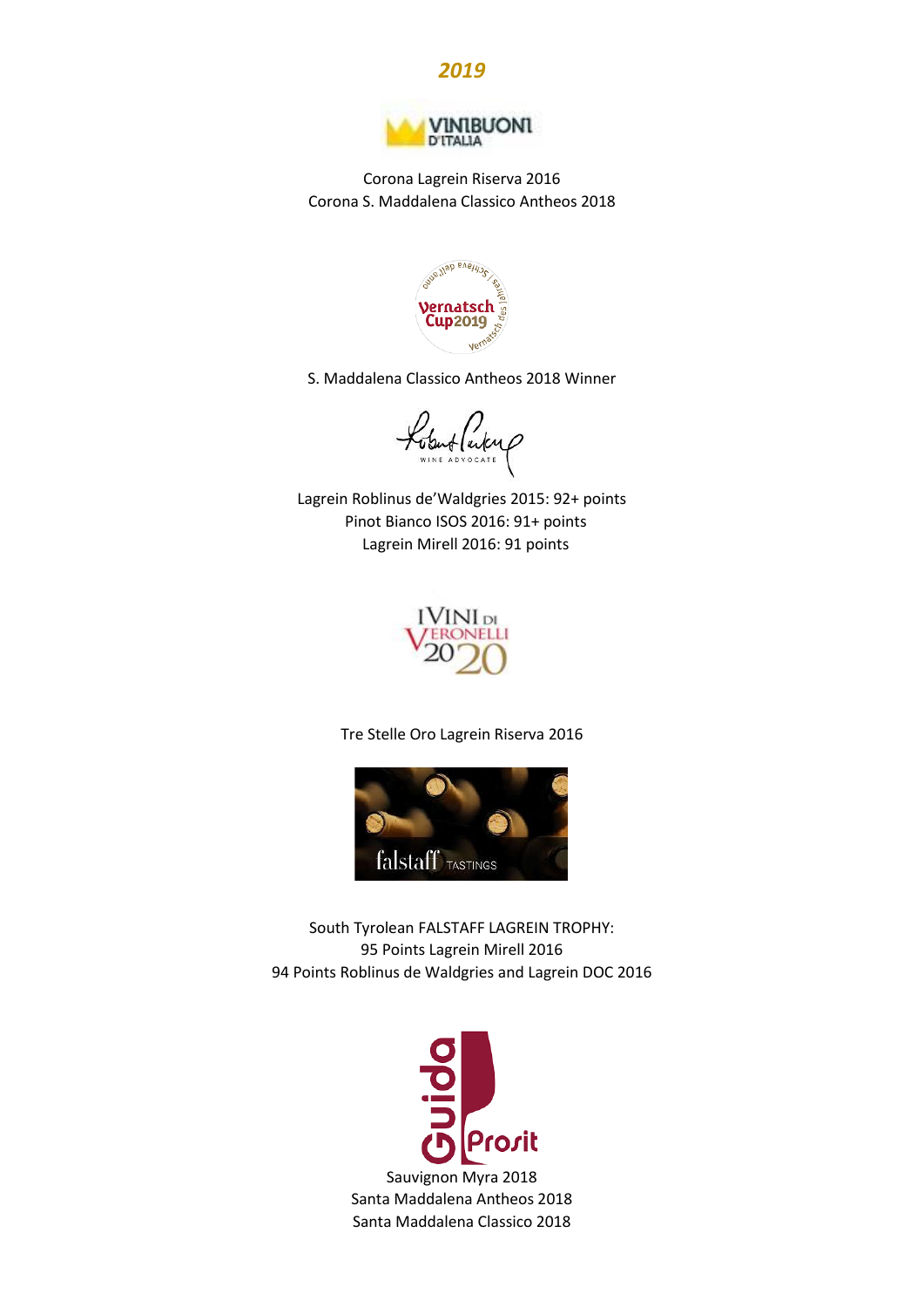## *2019*

VINIBUONI D'ITALIA

Corona Lagrein Riserva 2016
Corona S. Maddalena Classico Antheos 2018

Vernatsch Cup 2019

S. Maddalena Classico Antheos 2018 Winner

Robert Parker WINE ADVOCATE

Lagrein Roblinus de'Waldgries 2015: 92+ points
Pinot Bianco ISOS 2016: 91+ points
Lagrein Mirell 2016: 91 points

I VINI DI VERONELLI 2020

Tre Stelle Oro Lagrein Riserva 2016

falstaff TASTINGS

South Tyrolean FALSTAFF LAGREIN TROPHY:
95 Points Lagrein Mirell 2016
94 Points Roblinus de Waldgries and Lagrein DOC 2016

Guida Prosit

Sauvignon Myra 2018
Santa Maddalena Antheos 2018
Santa Maddalena Classico 2018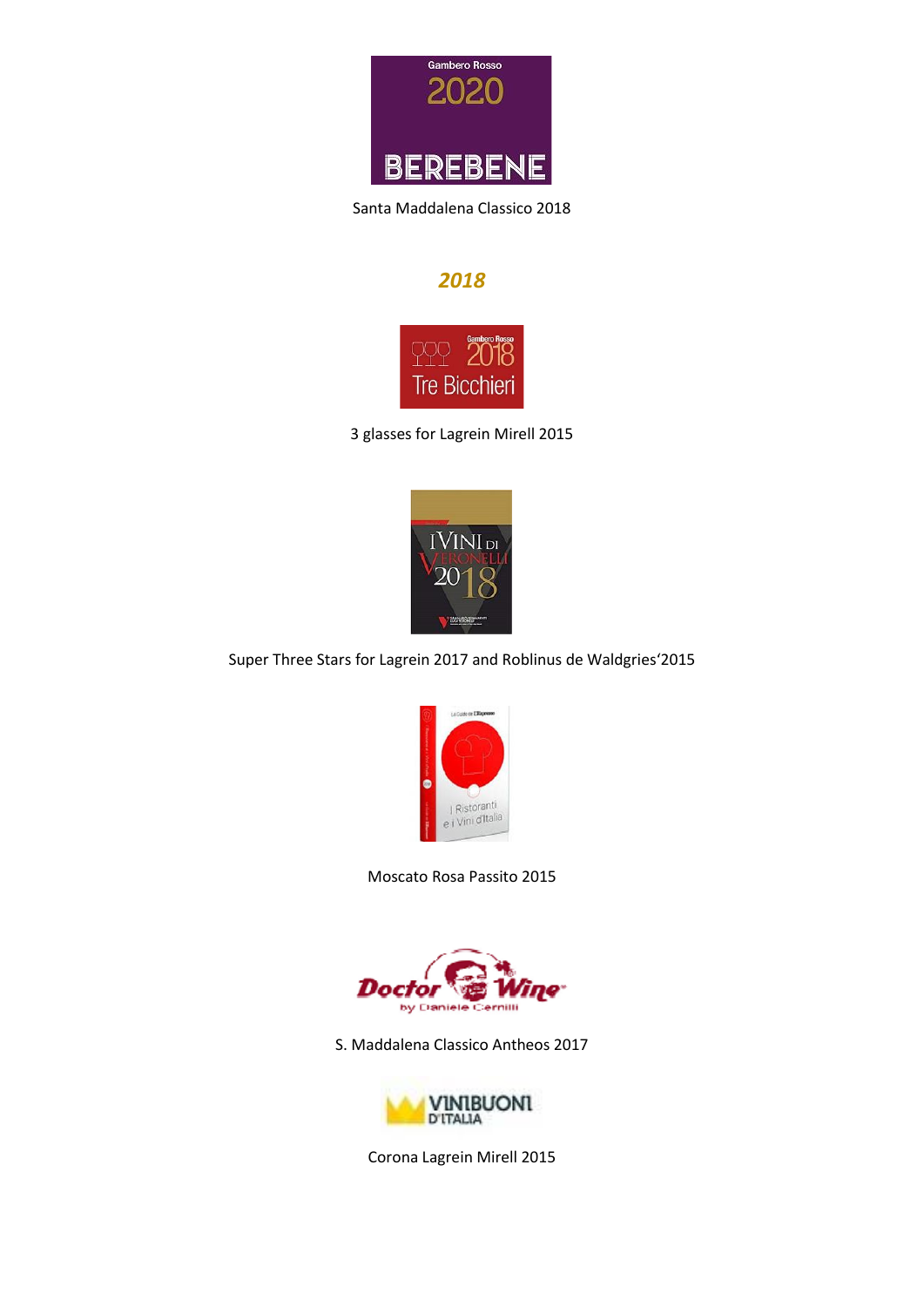Gambero Rosso 2020 BEREBENE

Santa Maddalena Classico 2018

## *2018*

Gambero Rosso 2018 Tre Bicchieri

3 glasses for Lagrein Mirell 2015

I Vini di Veronelli 2018

Super Three Stars for Lagrein 2017 and Roblinus de Waldgries'2015

I Ristoranti e i Vini d'Italia

Moscato Rosa Passito 2015

Doctor Wine by Daniele Cernilli

S. Maddalena Classico Antheos 2017

Vinibuoni d'Italia

Corona Lagrein Mirell 2015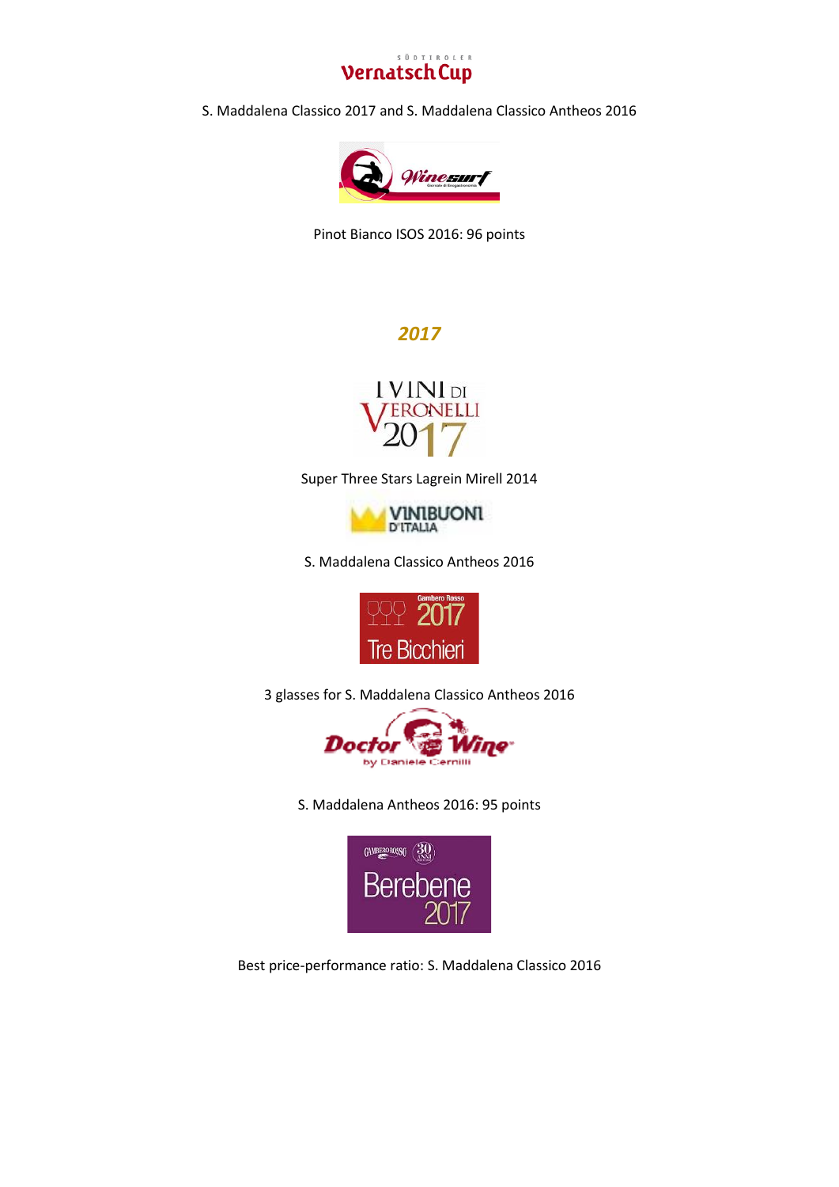S. Maddalena Classico 2017 and S. Maddalena Classico Antheos 2016

Pinot Bianco ISOS 2016: 96 points

## *2017*

Super Three Stars Lagrein Mirell 2014

S. Maddalena Classico Antheos 2016

3 glasses for S. Maddalena Classico Antheos 2016

S. Maddalena Antheos 2016: 95 points

Best price-performance ratio: S. Maddalena Classico 2016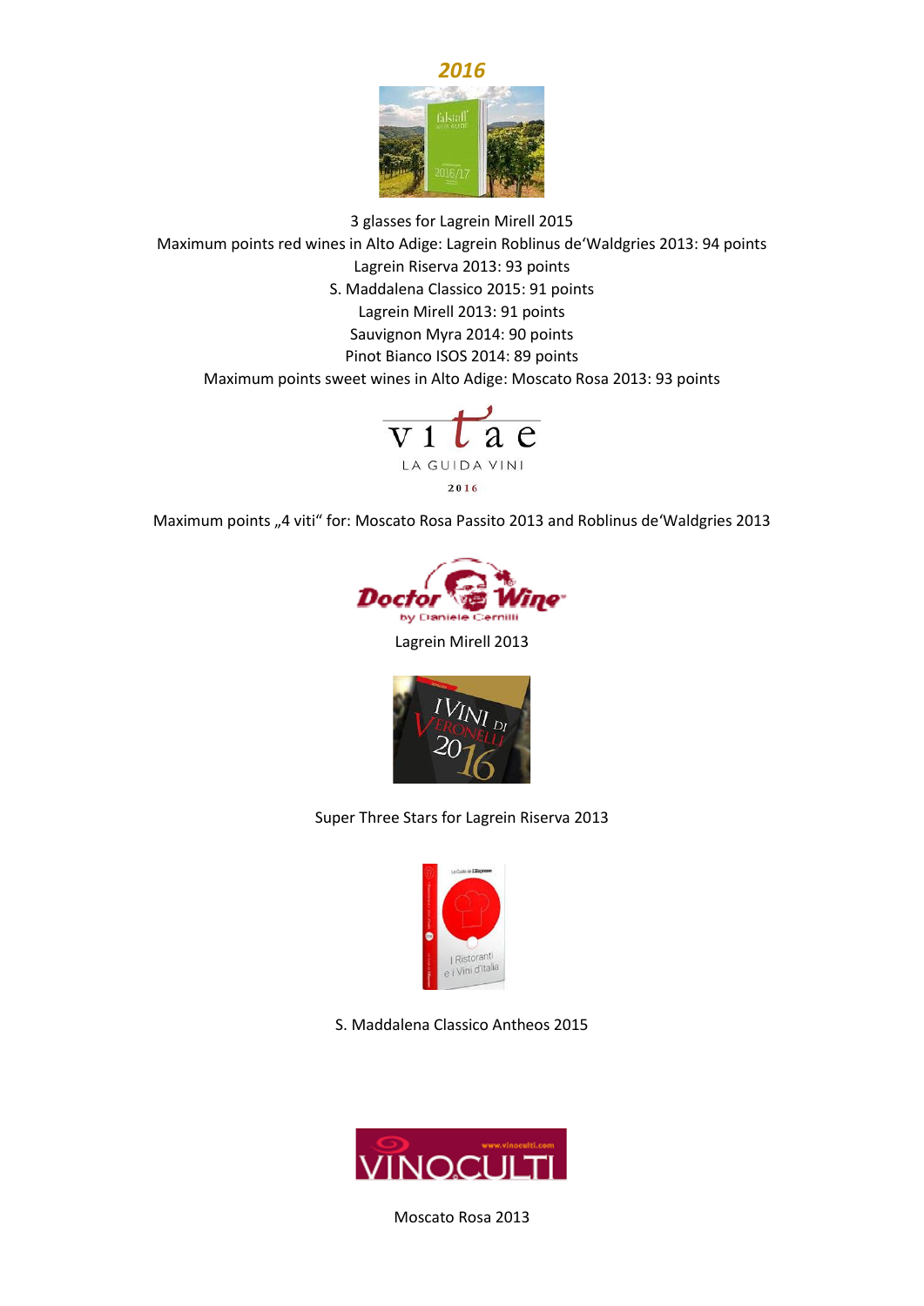## *2016*

3 glasses for Lagrein Mirell 2015

Maximum points red wines in Alto Adige: Lagrein Roblinus de'Waldgries 2013: 94 points

Lagrein Riserva 2013: 93 points

S. Maddalena Classico 2015: 91 points

Lagrein Mirell 2013: 91 points

Sauvignon Myra 2014: 90 points

Pinot Bianco ISOS 2014: 89 points

Maximum points sweet wines in Alto Adige: Moscato Rosa 2013: 93 points

Maximum points „4 viti" for: Moscato Rosa Passito 2013 and Roblinus de'Waldgries 2013

Lagrein Mirell 2013

Super Three Stars for Lagrein Riserva 2013

S. Maddalena Classico Antheos 2015

Moscato Rosa 2013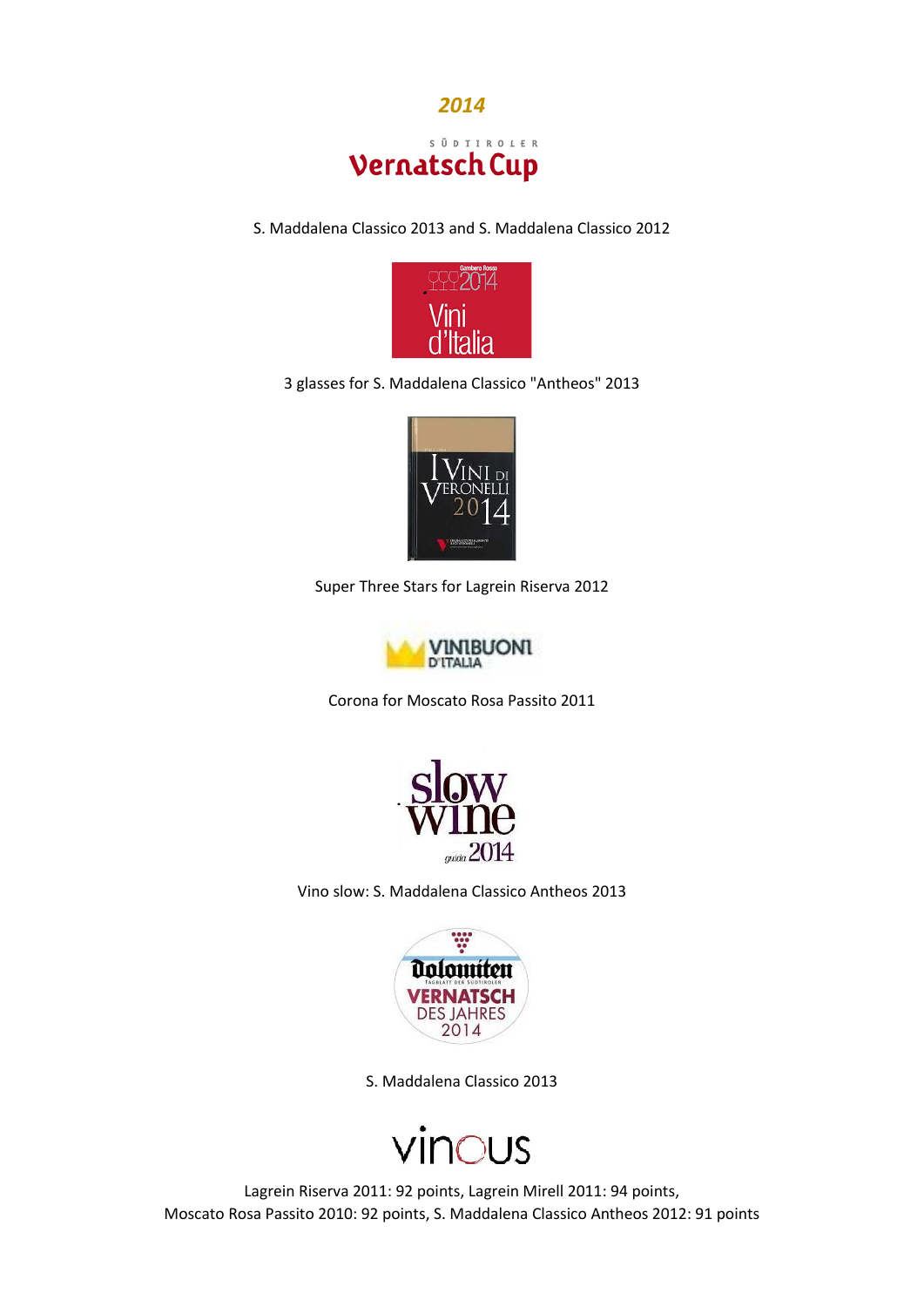## *2014*

SÜDTIROLER
Vernatsch Cup

S. Maddalena Classico 2013 and S. Maddalena Classico 2012

Gambero Rosso 2014 Vini d'Italia

3 glasses for S. Maddalena Classico "Antheos" 2013

I Vini di Veronelli 2014

Super Three Stars for Lagrein Riserva 2012

VINIBUONI D'ITALIA

Corona for Moscato Rosa Passito 2011

slow wine guida 2014

Vino slow: S. Maddalena Classico Antheos 2013

Dolomiten Tagblatt der Südtiroler VERNATSCH DES JAHRES 2014

S. Maddalena Classico 2013

vinous

Lagrein Riserva 2011: 92 points, Lagrein Mirell 2011: 94 points,
Moscato Rosa Passito 2010: 92 points, S. Maddalena Classico Antheos 2012: 91 points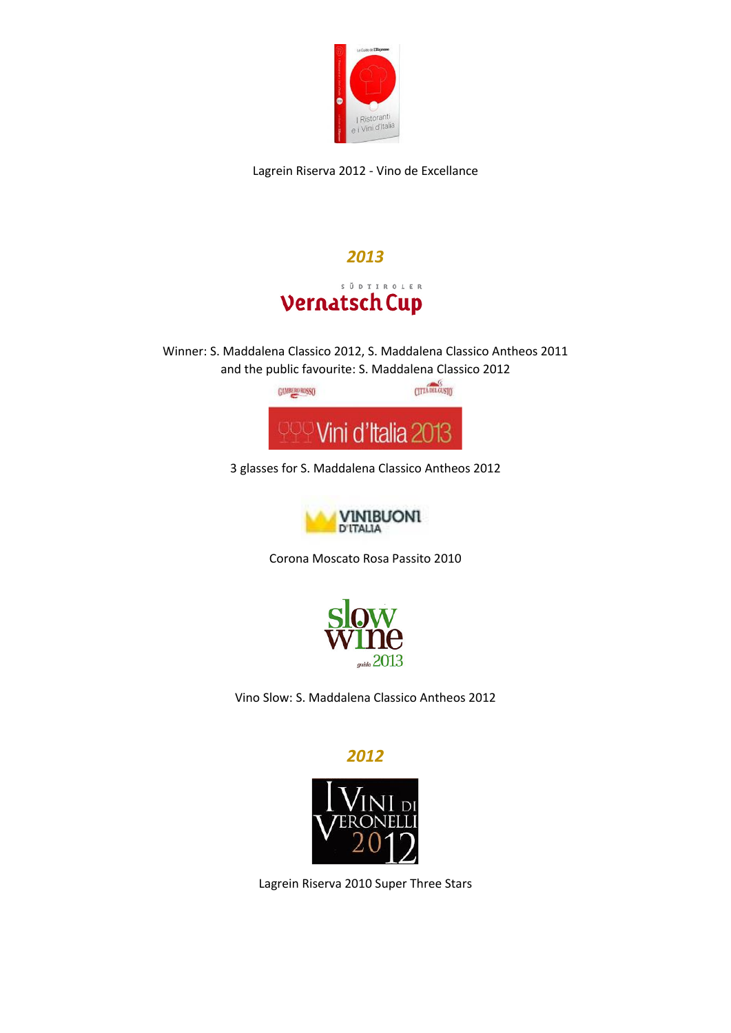Lagrein Riserva 2012 - Vino de Excellance

## *2013*

Südtiroler Vernatsch Cup

Winner: S. Maddalena Classico 2012, S. Maddalena Classico Antheos 2011
and the public favourite: S. Maddalena Classico 2012

Gambero Rosso – Città del Gusto – Vini d'Italia 2013

3 glasses for S. Maddalena Classico Antheos 2012

Vinibuoni d'Italia

Corona Moscato Rosa Passito 2010

Slow Wine guida 2013

Vino Slow: S. Maddalena Classico Antheos 2012

## *2012*

I Vini di Veronelli 2012

Lagrein Riserva 2010 Super Three Stars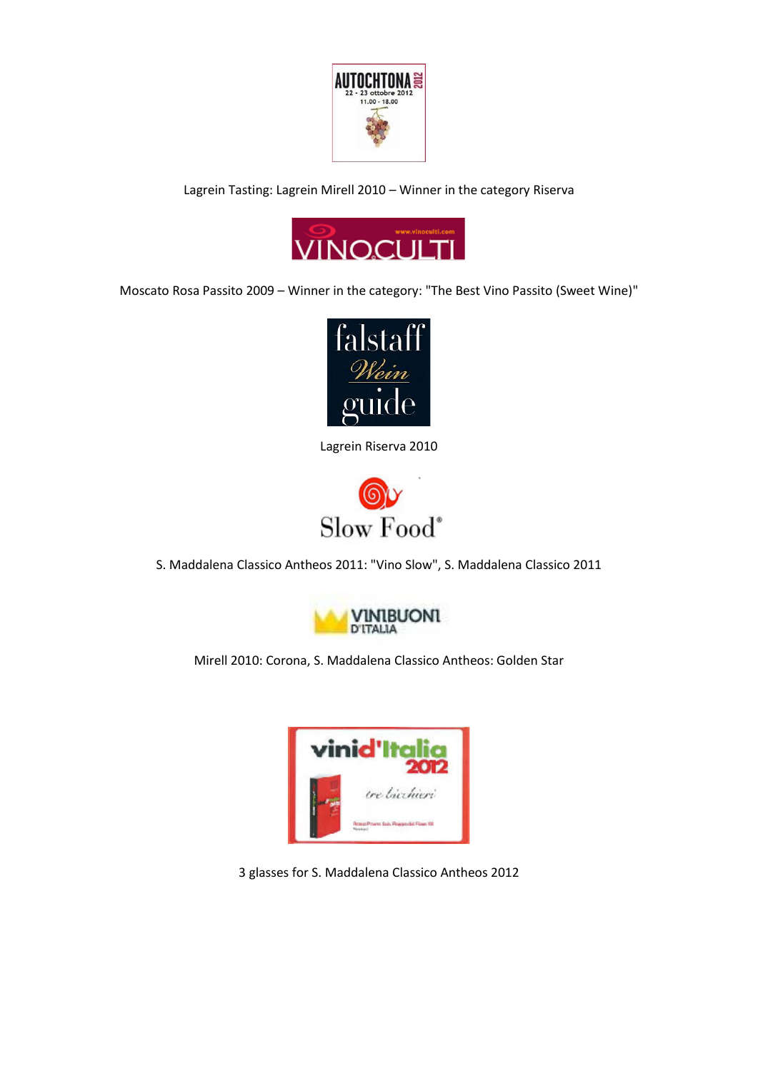Lagrein Tasting: Lagrein Mirell 2010 – Winner in the category Riserva

Moscato Rosa Passito 2009 – Winner in the category: "The Best Vino Passito (Sweet Wine)"

Lagrein Riserva 2010

S. Maddalena Classico Antheos 2011: "Vino Slow", S. Maddalena Classico 2011

Mirell 2010: Corona, S. Maddalena Classico Antheos: Golden Star

3 glasses for S. Maddalena Classico Antheos 2012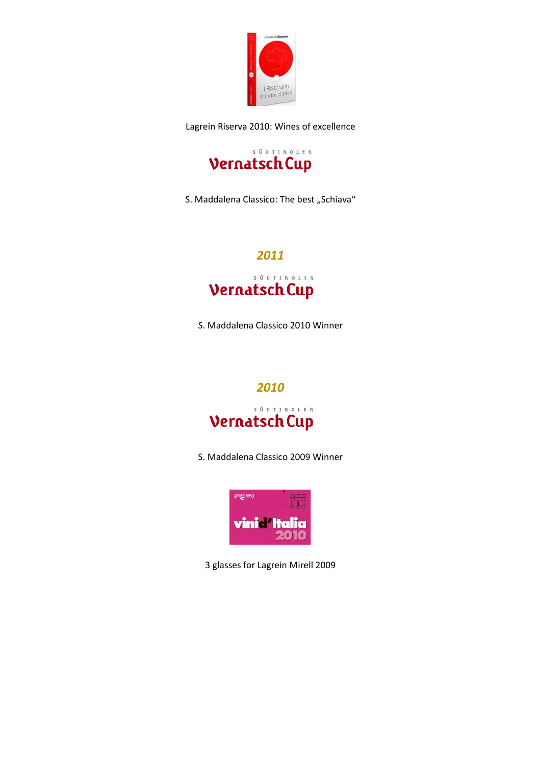Lagrein Riserva 2010: Wines of excellence

SÜDTIROLER Vernatsch Cup

S. Maddalena Classico: The best „Schiava“

## *2011*

SÜDTIROLER Vernatsch Cup

S. Maddalena Classico 2010 Winner

## *2010*

SÜDTIROLER Vernatsch Cup

S. Maddalena Classico 2009 Winner

3 glasses for Lagrein Mirell 2009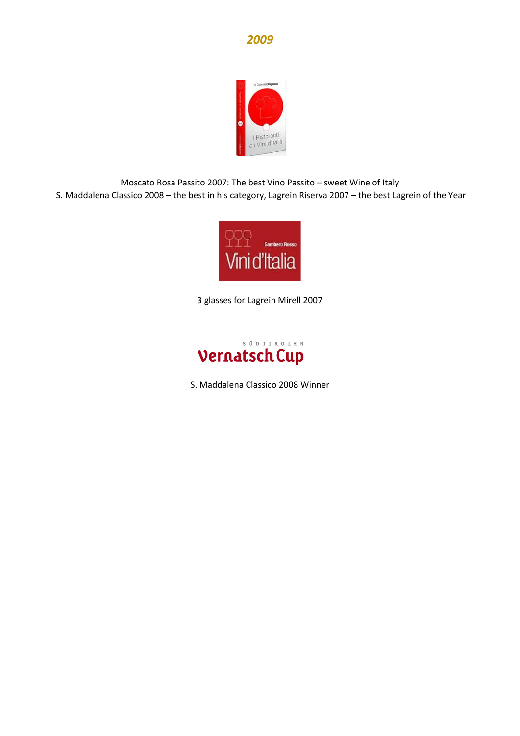## *2009*

Moscato Rosa Passito 2007: The best Vino Passito – sweet Wine of Italy
S. Maddalena Classico 2008 – the best in his category, Lagrein Riserva 2007 – the best Lagrein of the Year

3 glasses for Lagrein Mirell 2007

S. Maddalena Classico 2008 Winner